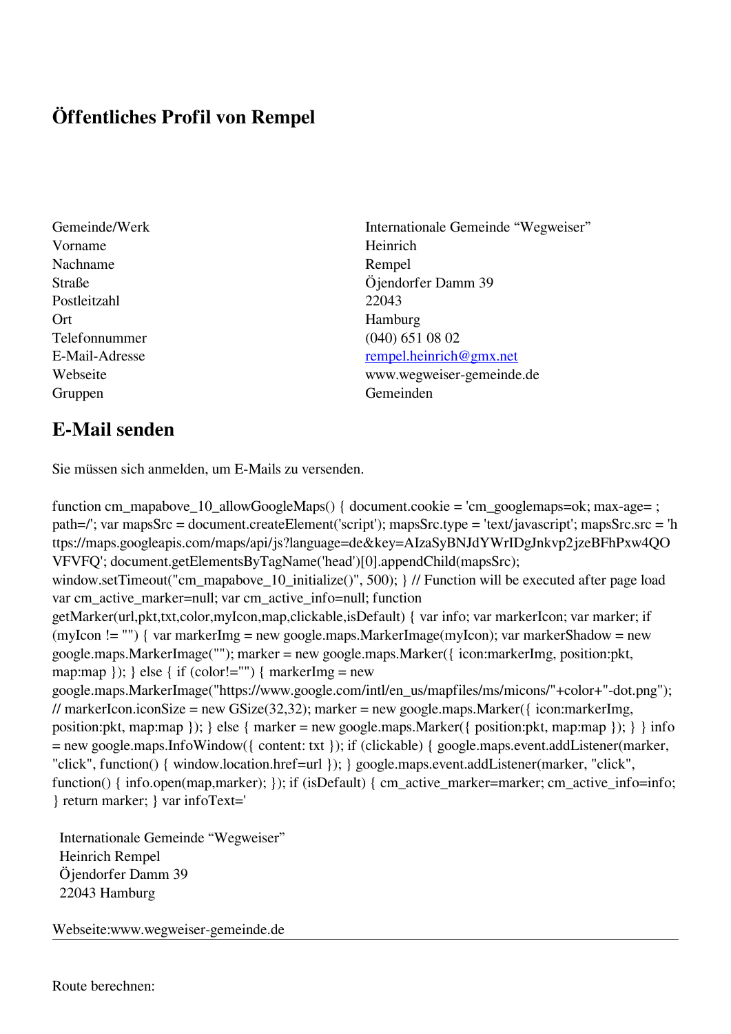# Öffentliches Profil von Rempel

| | |
|---|---|
| Gemeinde/Werk | Internationale Gemeinde “Wegweiser” |
| Vorname | Heinrich |
| Nachname | Rempel |
| Straße | Öjendorfer Damm 39 |
| Postleitzahl | 22043 |
| Ort | Hamburg |
| Telefonnummer | (040) 651 08 02 |
| E-Mail-Adresse | rempel.heinrich@gmx.net |
| Webseite | www.wegweiser-gemeinde.de |
| Gruppen | Gemeinden |

## E-Mail senden

Sie müssen sich anmelden, um E-Mails zu versenden.

```
function cm_mapabove_10_allowGoogleMaps() { document.cookie = 'cm_googlemaps=ok; max-age= ; path=/'; var mapsSrc = document.createElement('script'); mapsSrc.type = 'text/javascript'; mapsSrc.src = 'https://maps.googleapis.com/maps/api/js?language=de&key=AIzaSyBNJdYWrIDgJnkvp2jzeBFhPxw4QOVFVFQ'; document.getElementsByTagName('head')[0].appendChild(mapsSrc); window.setTimeout("cm_mapabove_10_initialize()", 500); } // Function will be executed after page load var cm_active_marker=null; var cm_active_info=null; function getMarker(url,pkt,txt,color,myIcon,map,clickable,isDefault) { var info; var markerIcon; var marker; if (myIcon != "") { var markerImg = new google.maps.MarkerImage(myIcon); var markerShadow = new google.maps.MarkerImage(""); marker = new google.maps.Marker({ icon:markerImg, position:pkt, map:map }); } else { if (color!="") { markerImg = new google.maps.MarkerImage("https://www.google.com/intl/en_us/mapfiles/ms/micons/"+color+"-dot.png"); // markerIcon.iconSize = new GSize(32,32); marker = new google.maps.Marker({ icon:markerImg, position:pkt, map:map }); } else { marker = new google.maps.Marker({ position:pkt, map:map }); } } info = new google.maps.InfoWindow({ content: txt }); if (clickable) { google.maps.event.addListener(marker, "click", function() { window.location.href=url }); } google.maps.event.addListener(marker, "click", function() { info.open(map,marker); }); if (isDefault) { cm_active_marker=marker; cm_active_info=info; } return marker; } var infoText='
```

Internationale Gemeinde “Wegweiser”
Heinrich Rempel
Öjendorfer Damm 39
22043 Hamburg

Webseite:www.wegweiser-gemeinde.de

---

Route berechnen: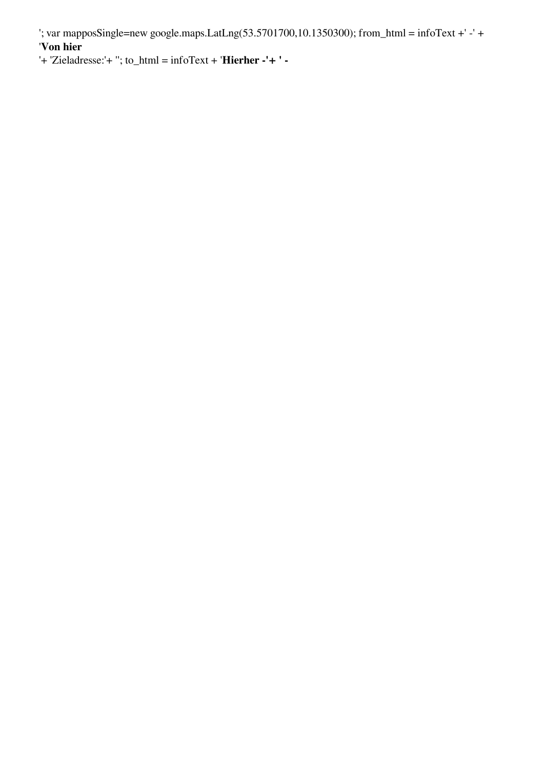'; var mapposSingle=new google.maps.LatLng(53.5701700,10.1350300); from_html = infoText +' -' +
'**Von hier**
'+ 'Zieladresse:'+ ''; to_html = infoText + '**Hierher -'+ ' -**